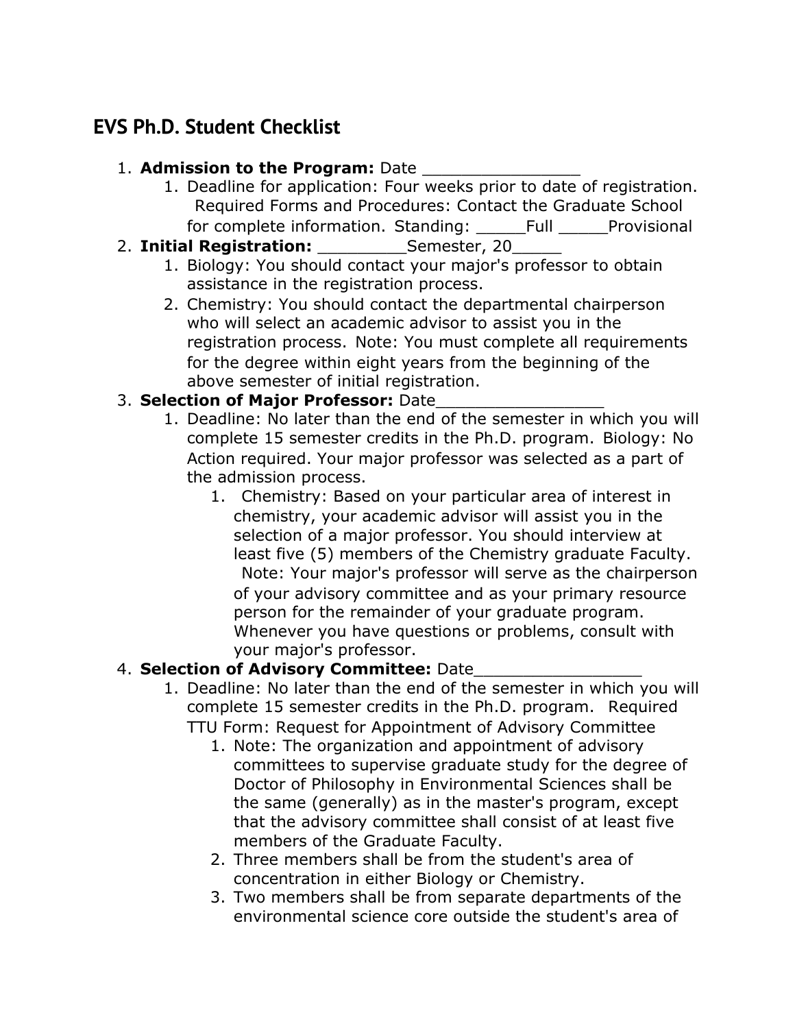## EVS Ph.D. Student Checklist

1. **Admission to the Program:** Date _______________
    1. Deadline for application: Four weeks prior to date of registration. Required Forms and Procedures: Contact the Graduate School for complete information. Standing: _____Full _____Provisional
2. **Initial Registration:** _________Semester, 20_____
    1. Biology: You should contact your major's professor to obtain assistance in the registration process.
    2. Chemistry: You should contact the departmental chairperson who will select an academic advisor to assist you in the registration process. Note: You must complete all requirements for the degree within eight years from the beginning of the above semester of initial registration.
3. **Selection of Major Professor:** Date_________________
    1. Deadline: No later than the end of the semester in which you will complete 15 semester credits in the Ph.D. program. Biology: No Action required. Your major professor was selected as a part of the admission process.
        1. Chemistry: Based on your particular area of interest in chemistry, your academic advisor will assist you in the selection of a major professor. You should interview at least five (5) members of the Chemistry graduate Faculty. Note: Your major's professor will serve as the chairperson of your advisory committee and as your primary resource person for the remainder of your graduate program. Whenever you have questions or problems, consult with your major's professor.
4. **Selection of Advisory Committee:** Date_________________
    1. Deadline: No later than the end of the semester in which you will complete 15 semester credits in the Ph.D. program. Required TTU Form: Request for Appointment of Advisory Committee
        1. Note: The organization and appointment of advisory committees to supervise graduate study for the degree of Doctor of Philosophy in Environmental Sciences shall be the same (generally) as in the master's program, except that the advisory committee shall consist of at least five members of the Graduate Faculty.
        2. Three members shall be from the student's area of concentration in either Biology or Chemistry.
        3. Two members shall be from separate departments of the environmental science core outside the student's area of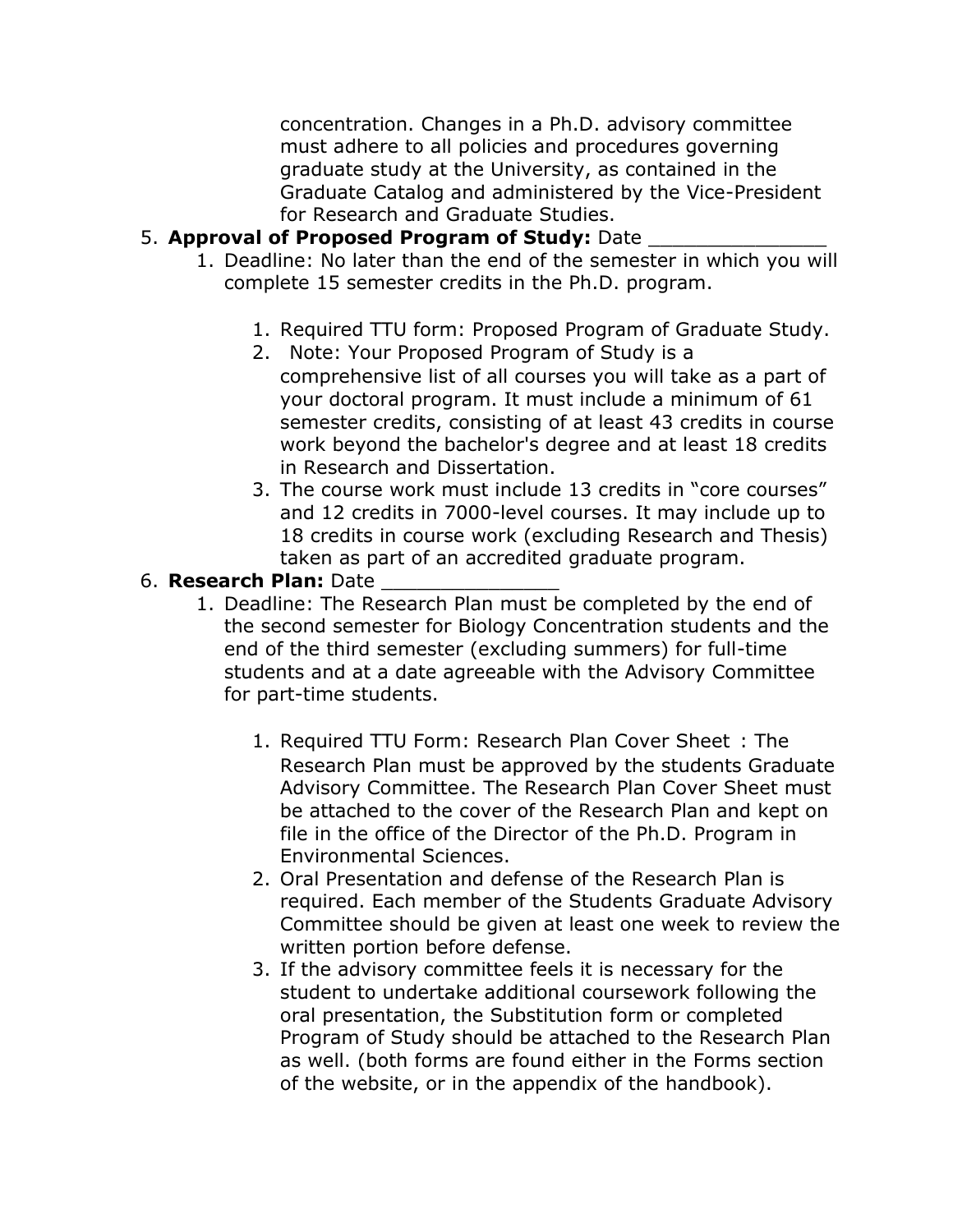concentration. Changes in a Ph.D. advisory committee must adhere to all policies and procedures governing graduate study at the University, as contained in the Graduate Catalog and administered by the Vice-President for Research and Graduate Studies.

5. **Approval of Proposed Program of Study:** Date ______________
    1. Deadline: No later than the end of the semester in which you will complete 15 semester credits in the Ph.D. program.

        1. Required TTU form: Proposed Program of Graduate Study.
        2. Note: Your Proposed Program of Study is a comprehensive list of all courses you will take as a part of your doctoral program. It must include a minimum of 61 semester credits, consisting of at least 43 credits in course work beyond the bachelor's degree and at least 18 credits in Research and Dissertation.
        3. The course work must include 13 credits in "core courses" and 12 credits in 7000-level courses. It may include up to 18 credits in course work (excluding Research and Thesis) taken as part of an accredited graduate program.
6. **Research Plan:** Date ______________
    1. Deadline: The Research Plan must be completed by the end of the second semester for Biology Concentration students and the end of the third semester (excluding summers) for full-time students and at a date agreeable with the Advisory Committee for part-time students.

        1. Required TTU Form: Research Plan Cover Sheet : The Research Plan must be approved by the students Graduate Advisory Committee. The Research Plan Cover Sheet must be attached to the cover of the Research Plan and kept on file in the office of the Director of the Ph.D. Program in Environmental Sciences.
        2. Oral Presentation and defense of the Research Plan is required. Each member of the Students Graduate Advisory Committee should be given at least one week to review the written portion before defense.
        3. If the advisory committee feels it is necessary for the student to undertake additional coursework following the oral presentation, the Substitution form or completed Program of Study should be attached to the Research Plan as well. (both forms are found either in the Forms section of the website, or in the appendix of the handbook).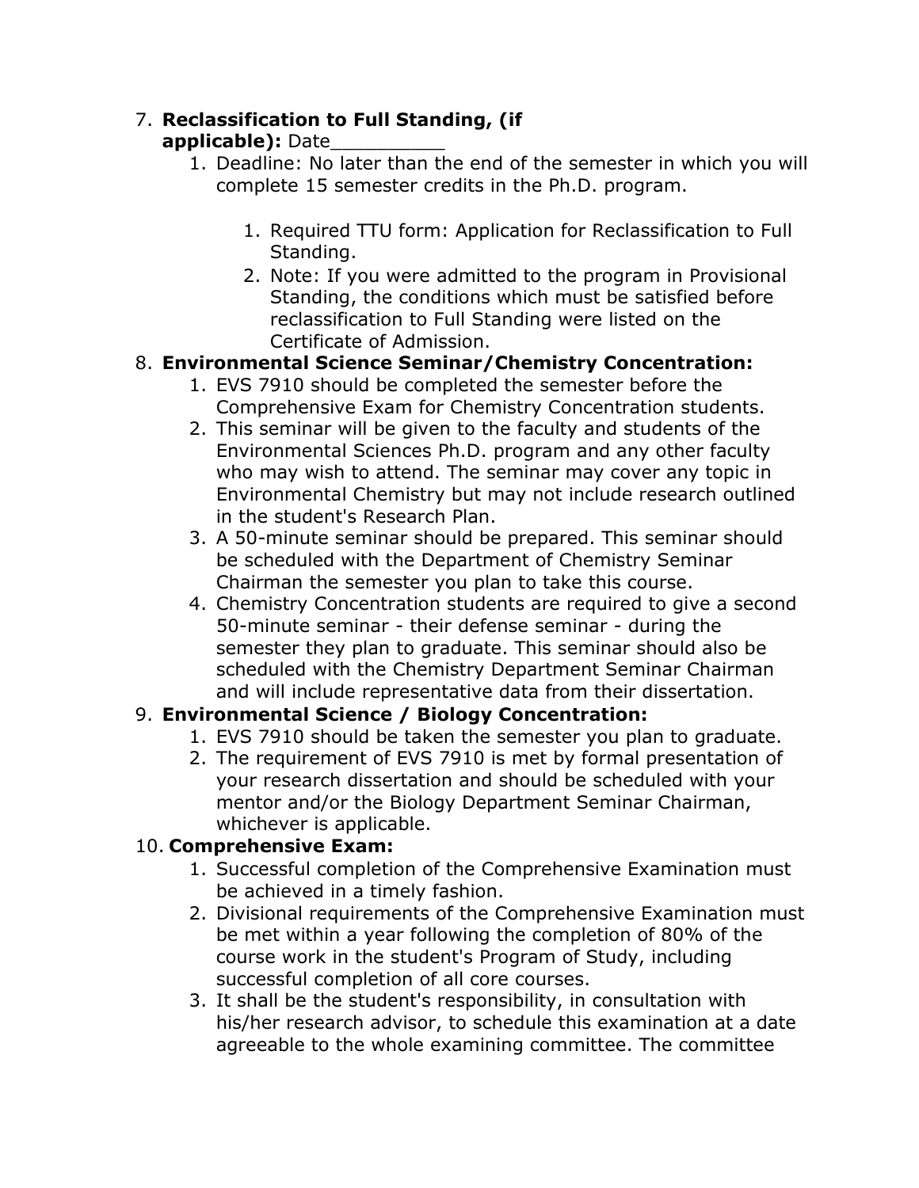7. **Reclassification to Full Standing, (if applicable):** Date__________
    1. Deadline: No later than the end of the semester in which you will complete 15 semester credits in the Ph.D. program.

        1. Required TTU form: Application for Reclassification to Full Standing.
        2. Note: If you were admitted to the program in Provisional Standing, the conditions which must be satisfied before reclassification to Full Standing were listed on the Certificate of Admission.
8. **Environmental Science Seminar/Chemistry Concentration:**
    1. EVS 7910 should be completed the semester before the Comprehensive Exam for Chemistry Concentration students.
    2. This seminar will be given to the faculty and students of the Environmental Sciences Ph.D. program and any other faculty who may wish to attend. The seminar may cover any topic in Environmental Chemistry but may not include research outlined in the student's Research Plan.
    3. A 50-minute seminar should be prepared. This seminar should be scheduled with the Department of Chemistry Seminar Chairman the semester you plan to take this course.
    4. Chemistry Concentration students are required to give a second 50-minute seminar - their defense seminar - during the semester they plan to graduate. This seminar should also be scheduled with the Chemistry Department Seminar Chairman and will include representative data from their dissertation.
9. **Environmental Science / Biology Concentration:**
    1. EVS 7910 should be taken the semester you plan to graduate.
    2. The requirement of EVS 7910 is met by formal presentation of your research dissertation and should be scheduled with your mentor and/or the Biology Department Seminar Chairman, whichever is applicable.
10. **Comprehensive Exam:**
    1. Successful completion of the Comprehensive Examination must be achieved in a timely fashion.
    2. Divisional requirements of the Comprehensive Examination must be met within a year following the completion of 80% of the course work in the student's Program of Study, including successful completion of all core courses.
    3. It shall be the student's responsibility, in consultation with his/her research advisor, to schedule this examination at a date agreeable to the whole examining committee. The committee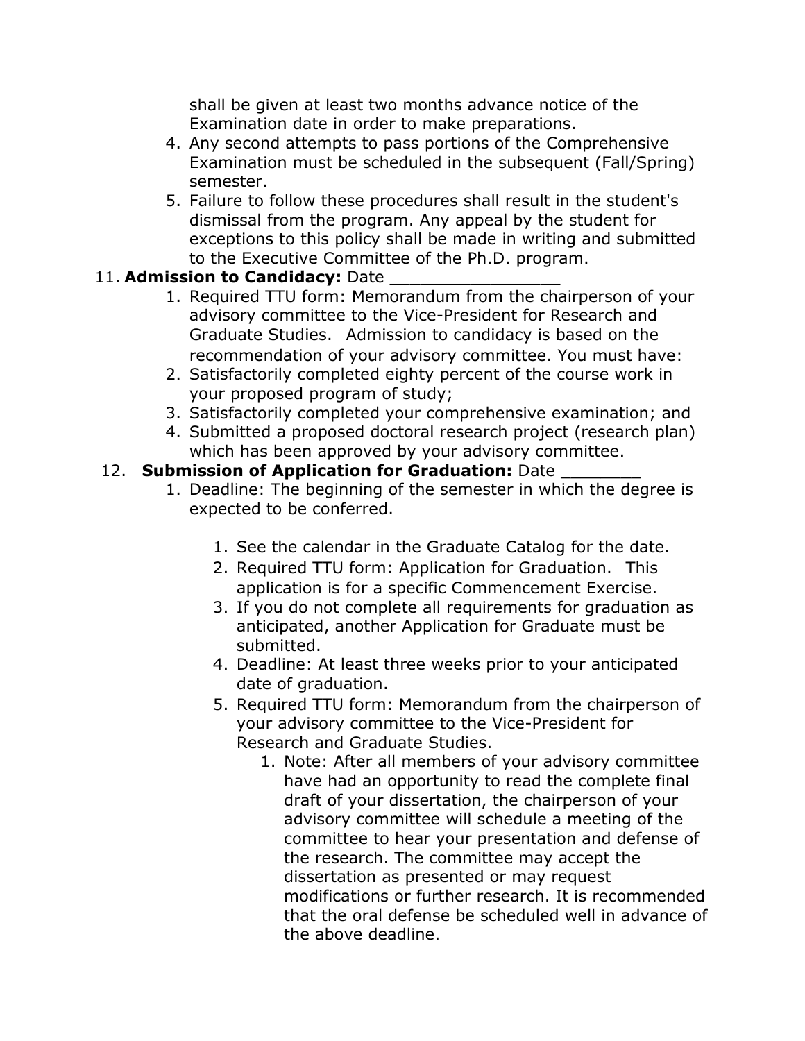shall be given at least two months advance notice of the Examination date in order to make preparations.

4. Any second attempts to pass portions of the Comprehensive Examination must be scheduled in the subsequent (Fall/Spring) semester.
5. Failure to follow these procedures shall result in the student's dismissal from the program. Any appeal by the student for exceptions to this policy shall be made in writing and submitted to the Executive Committee of the Ph.D. program.

11. **Admission to Candidacy:** Date _________________
    1. Required TTU form: Memorandum from the chairperson of your advisory committee to the Vice-President for Research and Graduate Studies. Admission to candidacy is based on the recommendation of your advisory committee. You must have:
    2. Satisfactorily completed eighty percent of the course work in your proposed program of study;
    3. Satisfactorily completed your comprehensive examination; and
    4. Submitted a proposed doctoral research project (research plan) which has been approved by your advisory committee.
12. **Submission of Application for Graduation:** Date ________
    1. Deadline: The beginning of the semester in which the degree is expected to be conferred.
        1. See the calendar in the Graduate Catalog for the date.
        2. Required TTU form: Application for Graduation. This application is for a specific Commencement Exercise.
        3. If you do not complete all requirements for graduation as anticipated, another Application for Graduate must be submitted.
        4. Deadline: At least three weeks prior to your anticipated date of graduation.
        5. Required TTU form: Memorandum from the chairperson of your advisory committee to the Vice-President for Research and Graduate Studies.
            1. Note: After all members of your advisory committee have had an opportunity to read the complete final draft of your dissertation, the chairperson of your advisory committee will schedule a meeting of the committee to hear your presentation and defense of the research. The committee may accept the dissertation as presented or may request modifications or further research. It is recommended that the oral defense be scheduled well in advance of the above deadline.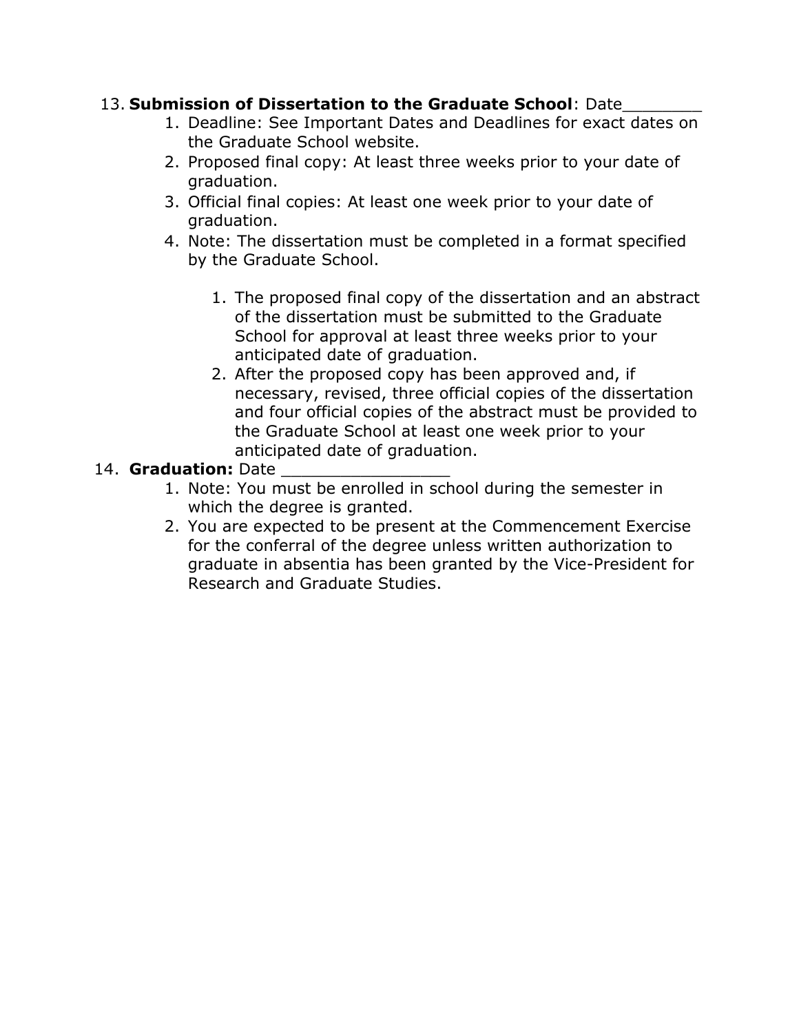13. **Submission of Dissertation to the Graduate School**: Date________
    1. Deadline: See Important Dates and Deadlines for exact dates on the Graduate School website.
    2. Proposed final copy: At least three weeks prior to your date of graduation.
    3. Official final copies: At least one week prior to your date of graduation.
    4. Note: The dissertation must be completed in a format specified by the Graduate School.

        1. The proposed final copy of the dissertation and an abstract of the dissertation must be submitted to the Graduate School for approval at least three weeks prior to your anticipated date of graduation.
        2. After the proposed copy has been approved and, if necessary, revised, three official copies of the dissertation and four official copies of the abstract must be provided to the Graduate School at least one week prior to your anticipated date of graduation.
14. **Graduation:** Date _________________
    1. Note: You must be enrolled in school during the semester in which the degree is granted.
    2. You are expected to be present at the Commencement Exercise for the conferral of the degree unless written authorization to graduate in absentia has been granted by the Vice-President for Research and Graduate Studies.